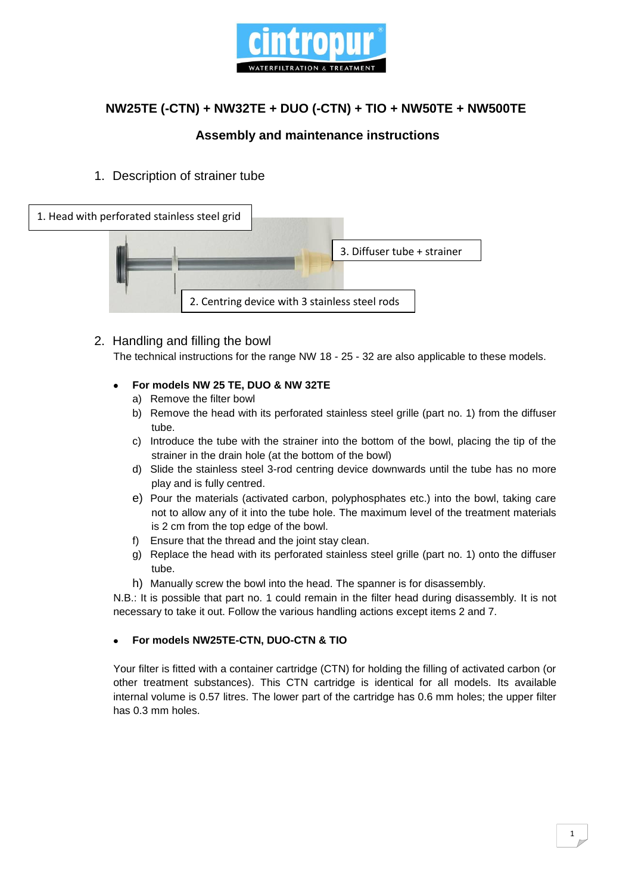# NW25TE (-CTN) + NW32TE + DUO (-CTN) + TIO + NW50TE + NW500TE

## Assembly and maintenance instructions

1. Description of strainer tube

1. Head with perforated stainless steel grid

3. Diffuser tube + strainer

2. Centring device with 3 stainless steel rods

2. Handling and filling the bowl

The technical instructions for the range NW 18 - 25 - 32 are also applicable to these models.

- **For models NW 25 TE, DUO & NW 32TE**
  - a) Remove the filter bowl
  - b) Remove the head with its perforated stainless steel grille (part no. 1) from the diffuser tube.
  - c) Introduce the tube with the strainer into the bottom of the bowl, placing the tip of the strainer in the drain hole (at the bottom of the bowl)
  - d) Slide the stainless steel 3-rod centring device downwards until the tube has no more play and is fully centred.
  - e) Pour the materials (activated carbon, polyphosphates etc.) into the bowl, taking care not to allow any of it into the tube hole. The maximum level of the treatment materials is 2 cm from the top edge of the bowl.
  - f) Ensure that the thread and the joint stay clean.
  - g) Replace the head with its perforated stainless steel grille (part no. 1) onto the diffuser tube.
  - h) Manually screw the bowl into the head. The spanner is for disassembly.

N.B.: It is possible that part no. 1 could remain in the filter head during disassembly. It is not necessary to take it out. Follow the various handling actions except items 2 and 7.

- **For models NW25TE-CTN, DUO-CTN & TIO**

Your filter is fitted with a container cartridge (CTN) for holding the filling of activated carbon (or other treatment substances). This CTN cartridge is identical for all models. Its available internal volume is 0.57 litres. The lower part of the cartridge has 0.6 mm holes; the upper filter has 0.3 mm holes.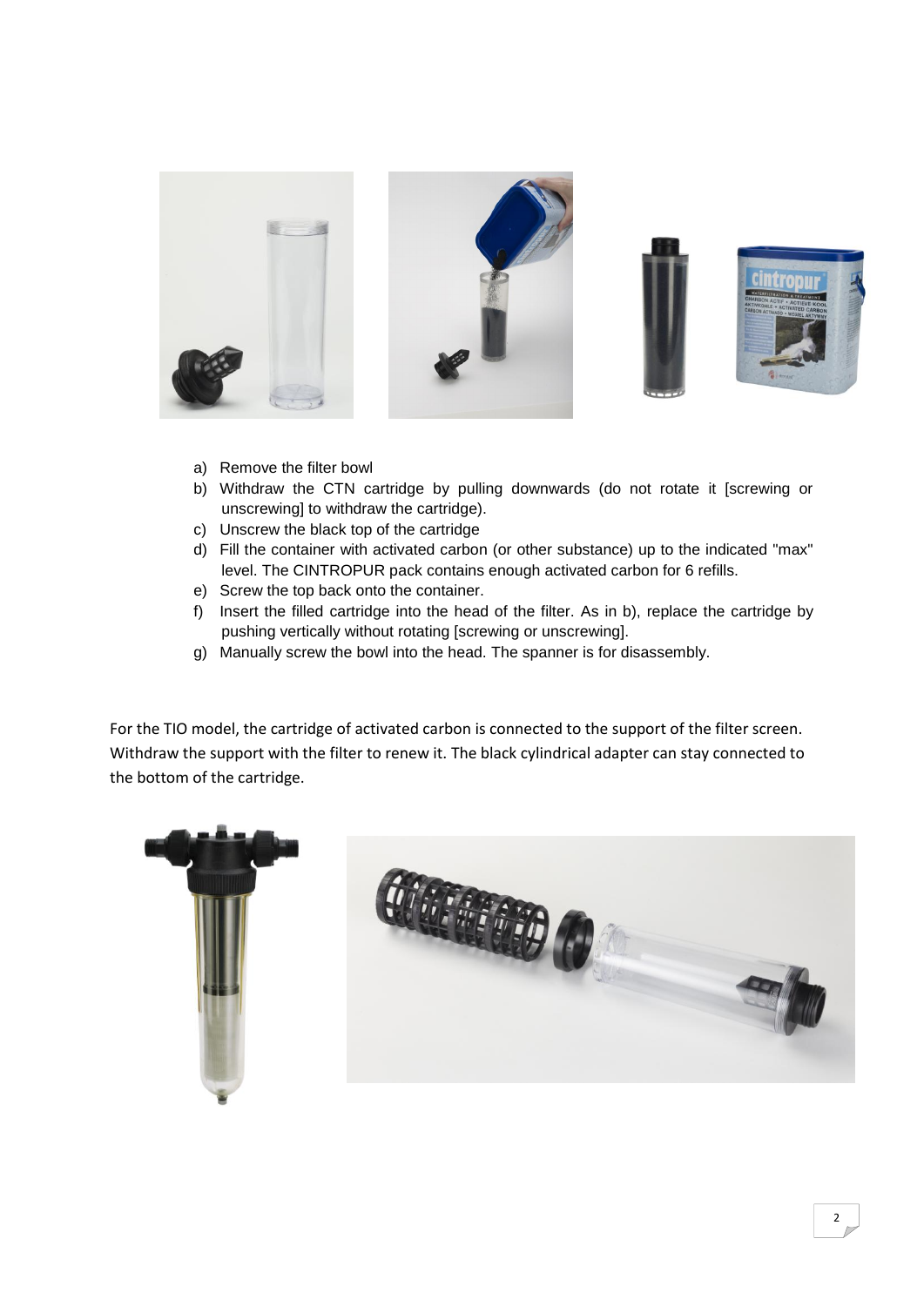a) Remove the filter bowl
b) Withdraw the CTN cartridge by pulling downwards (do not rotate it [screwing or unscrewing] to withdraw the cartridge).
c) Unscrew the black top of the cartridge
d) Fill the container with activated carbon (or other substance) up to the indicated "max" level. The CINTROPUR pack contains enough activated carbon for 6 refills.
e) Screw the top back onto the container.
f) Insert the filled cartridge into the head of the filter. As in b), replace the cartridge by pushing vertically without rotating [screwing or unscrewing].
g) Manually screw the bowl into the head. The spanner is for disassembly.

For the TIO model, the cartridge of activated carbon is connected to the support of the filter screen. Withdraw the support with the filter to renew it. The black cylindrical adapter can stay connected to the bottom of the cartridge.